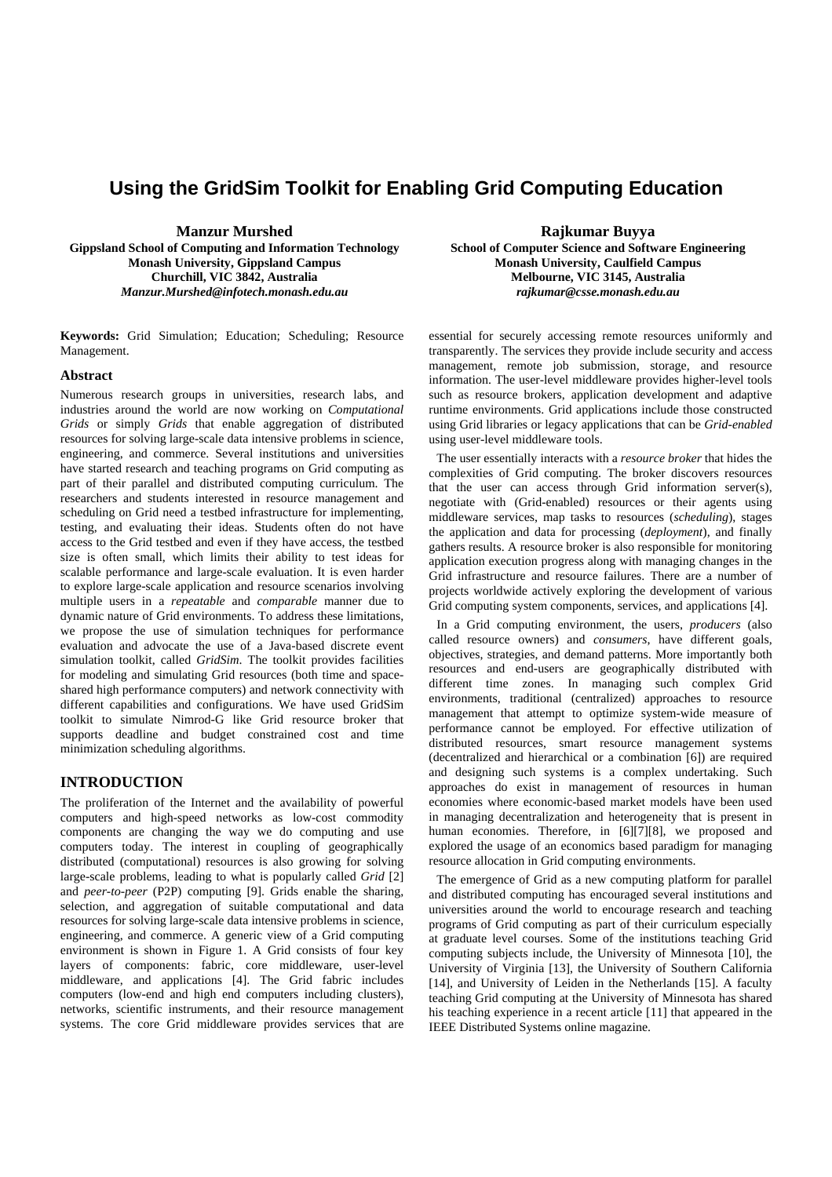# Using the GridSim Toolkit for Enabling Grid Computing Education

**Manzur Murshed**
**Gippsland School of Computing and Information Technology**
**Monash University, Gippsland Campus**
**Churchill, VIC 3842, Australia**
***Manzur.Murshed@infotech.monash.edu.au***

**Rajkumar Buyya**
**School of Computer Science and Software Engineering**
**Monash University, Caulfield Campus**
**Melbourne, VIC 3145, Australia**
***rajkumar@csse.monash.edu.au***

**Keywords:** Grid Simulation; Education; Scheduling; Resource Management.

### Abstract

Numerous research groups in universities, research labs, and industries around the world are now working on *Computational Grids* or simply *Grids* that enable aggregation of distributed resources for solving large-scale data intensive problems in science, engineering, and commerce. Several institutions and universities have started research and teaching programs on Grid computing as part of their parallel and distributed computing curriculum. The researchers and students interested in resource management and scheduling on Grid need a testbed infrastructure for implementing, testing, and evaluating their ideas. Students often do not have access to the Grid testbed and even if they have access, the testbed size is often small, which limits their ability to test ideas for scalable performance and large-scale evaluation. It is even harder to explore large-scale application and resource scenarios involving multiple users in a *repeatable* and *comparable* manner due to dynamic nature of Grid environments. To address these limitations, we propose the use of simulation techniques for performance evaluation and advocate the use of a Java-based discrete event simulation toolkit, called *GridSim*. The toolkit provides facilities for modeling and simulating Grid resources (both time and space-shared high performance computers) and network connectivity with different capabilities and configurations. We have used GridSim toolkit to simulate Nimrod-G like Grid resource broker that supports deadline and budget constrained cost and time minimization scheduling algorithms.

## INTRODUCTION

The proliferation of the Internet and the availability of powerful computers and high-speed networks as low-cost commodity components are changing the way we do computing and use computers today. The interest in coupling of geographically distributed (computational) resources is also growing for solving large-scale problems, leading to what is popularly called *Grid* [2] and *peer-to-peer* (P2P) computing [9]. Grids enable the sharing, selection, and aggregation of suitable computational and data resources for solving large-scale data intensive problems in science, engineering, and commerce. A generic view of a Grid computing environment is shown in Figure 1. A Grid consists of four key layers of components: fabric, core middleware, user-level middleware, and applications [4]. The Grid fabric includes computers (low-end and high end computers including clusters), networks, scientific instruments, and their resource management systems. The core Grid middleware provides services that are essential for securely accessing remote resources uniformly and transparently. The services they provide include security and access management, remote job submission, storage, and resource information. The user-level middleware provides higher-level tools such as resource brokers, application development and adaptive runtime environments. Grid applications include those constructed using Grid libraries or legacy applications that can be *Grid-enabled* using user-level middleware tools.

The user essentially interacts with a *resource broker* that hides the complexities of Grid computing. The broker discovers resources that the user can access through Grid information server(s), negotiate with (Grid-enabled) resources or their agents using middleware services, map tasks to resources (*scheduling*), stages the application and data for processing (*deployment*), and finally gathers results. A resource broker is also responsible for monitoring application execution progress along with managing changes in the Grid infrastructure and resource failures. There are a number of projects worldwide actively exploring the development of various Grid computing system components, services, and applications [4].

In a Grid computing environment, the users, *producers* (also called resource owners) and *consumers*, have different goals, objectives, strategies, and demand patterns. More importantly both resources and end-users are geographically distributed with different time zones. In managing such complex Grid environments, traditional (centralized) approaches to resource management that attempt to optimize system-wide measure of performance cannot be employed. For effective utilization of distributed resources, smart resource management systems (decentralized and hierarchical or a combination [6]) are required and designing such systems is a complex undertaking. Such approaches do exist in management of resources in human economies where economic-based market models have been used in managing decentralization and heterogeneity that is present in human economies. Therefore, in [6][7][8], we proposed and explored the usage of an economics based paradigm for managing resource allocation in Grid computing environments.

The emergence of Grid as a new computing platform for parallel and distributed computing has encouraged several institutions and universities around the world to encourage research and teaching programs of Grid computing as part of their curriculum especially at graduate level courses. Some of the institutions teaching Grid computing subjects include, the University of Minnesota [10], the University of Virginia [13], the University of Southern California [14], and University of Leiden in the Netherlands [15]. A faculty teaching Grid computing at the University of Minnesota has shared his teaching experience in a recent article [11] that appeared in the IEEE Distributed Systems online magazine.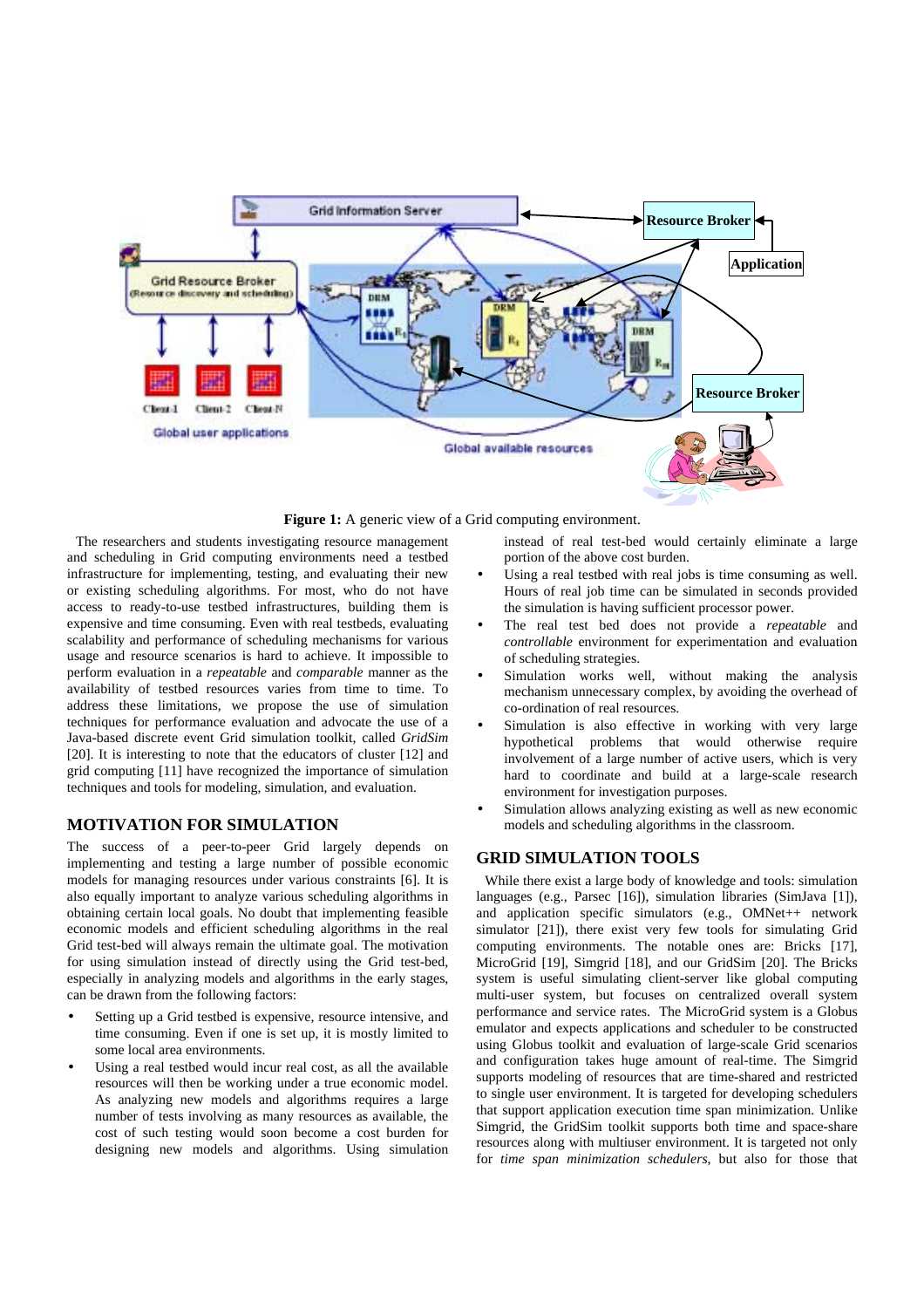Grid Information Server

Resource Broker

Application

Grid Resource Broker
(Resource discovery and scheduling)

DRM

$R_1$

DRM

$R_2$

DRM

$R_m$

Client-1 Client-2 Client-N

Global user applications

Global available resources

Resource Broker

**Figure 1:** A generic view of a Grid computing environment.

The researchers and students investigating resource management and scheduling in Grid computing environments need a testbed infrastructure for implementing, testing, and evaluating their new or existing scheduling algorithms. For most, who do not have access to ready-to-use testbed infrastructures, building them is expensive and time consuming. Even with real testbeds, evaluating scalability and performance of scheduling mechanisms for various usage and resource scenarios is hard to achieve. It impossible to perform evaluation in a *repeatable* and *comparable* manner as the availability of testbed resources varies from time to time. To address these limitations, we propose the use of simulation techniques for performance evaluation and advocate the use of a Java-based discrete event Grid simulation toolkit, called *GridSim* [20]. It is interesting to note that the educators of cluster [12] and grid computing [11] have recognized the importance of simulation techniques and tools for modeling, simulation, and evaluation.

## MOTIVATION FOR SIMULATION

The success of a peer-to-peer Grid largely depends on implementing and testing a large number of possible economic models for managing resources under various constraints [6]. It is also equally important to analyze various scheduling algorithms in obtaining certain local goals. No doubt that implementing feasible economic models and efficient scheduling algorithms in the real Grid test-bed will always remain the ultimate goal. The motivation for using simulation instead of directly using the Grid test-bed, especially in analyzing models and algorithms in the early stages, can be drawn from the following factors:

- Setting up a Grid testbed is expensive, resource intensive, and time consuming. Even if one is set up, it is mostly limited to some local area environments.
- Using a real testbed would incur real cost, as all the available resources will then be working under a true economic model. As analyzing new models and algorithms requires a large number of tests involving as many resources as available, the cost of such testing would soon become a cost burden for designing new models and algorithms. Using simulation instead of real test-bed would certainly eliminate a large portion of the above cost burden.
- Using a real testbed with real jobs is time consuming as well. Hours of real job time can be simulated in seconds provided the simulation is having sufficient processor power.
- The real test bed does not provide a *repeatable* and *controllable* environment for experimentation and evaluation of scheduling strategies.
- Simulation works well, without making the analysis mechanism unnecessary complex, by avoiding the overhead of co-ordination of real resources.
- Simulation is also effective in working with very large hypothetical problems that would otherwise require involvement of a large number of active users, which is very hard to coordinate and build at a large-scale research environment for investigation purposes.
- Simulation allows analyzing existing as well as new economic models and scheduling algorithms in the classroom.

## GRID SIMULATION TOOLS

While there exist a large body of knowledge and tools: simulation languages (e.g., Parsec [16]), simulation libraries (SimJava [1]), and application specific simulators (e.g., OMNet++ network simulator [21]), there exist very few tools for simulating Grid computing environments. The notable ones are: Bricks [17], MicroGrid [19], Simgrid [18], and our GridSim [20]. The Bricks system is useful simulating client-server like global computing multi-user system, but focuses on centralized overall system performance and service rates. The MicroGrid system is a Globus emulator and expects applications and scheduler to be constructed using Globus toolkit and evaluation of large-scale Grid scenarios and configuration takes huge amount of real-time. The Simgrid supports modeling of resources that are time-shared and restricted to single user environment. It is targeted for developing schedulers that support application execution time span minimization. Unlike Simgrid, the GridSim toolkit supports both time and space-share resources along with multiuser environment. It is targeted not only for *time span minimization schedulers*, but also for those that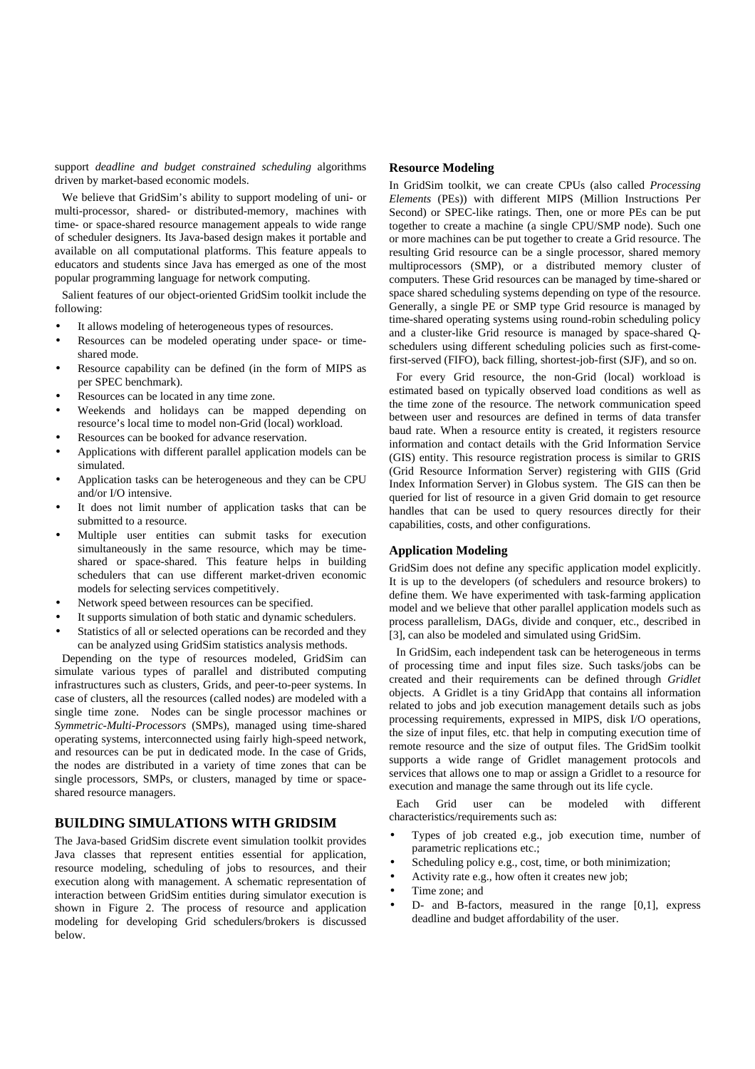support *deadline and budget constrained scheduling* algorithms driven by market-based economic models.

We believe that GridSim's ability to support modeling of uni- or multi-processor, shared- or distributed-memory, machines with time- or space-shared resource management appeals to wide range of scheduler designers. Its Java-based design makes it portable and available on all computational platforms. This feature appeals to educators and students since Java has emerged as one of the most popular programming language for network computing.

Salient features of our object-oriented GridSim toolkit include the following:

- It allows modeling of heterogeneous types of resources.
- Resources can be modeled operating under space- or time-shared mode.
- Resource capability can be defined (in the form of MIPS as per SPEC benchmark).
- Resources can be located in any time zone.
- Weekends and holidays can be mapped depending on resource's local time to model non-Grid (local) workload.
- Resources can be booked for advance reservation.
- Applications with different parallel application models can be simulated.
- Application tasks can be heterogeneous and they can be CPU and/or I/O intensive.
- It does not limit number of application tasks that can be submitted to a resource.
- Multiple user entities can submit tasks for execution simultaneously in the same resource, which may be time-shared or space-shared. This feature helps in building schedulers that can use different market-driven economic models for selecting services competitively.
- Network speed between resources can be specified.
- It supports simulation of both static and dynamic schedulers.
- Statistics of all or selected operations can be recorded and they can be analyzed using GridSim statistics analysis methods.

Depending on the type of resources modeled, GridSim can simulate various types of parallel and distributed computing infrastructures such as clusters, Grids, and peer-to-peer systems. In case of clusters, all the resources (called nodes) are modeled with a single time zone. Nodes can be single processor machines or *Symmetric-Multi-Processors* (SMPs), managed using time-shared operating systems, interconnected using fairly high-speed network, and resources can be put in dedicated mode. In the case of Grids, the nodes are distributed in a variety of time zones that can be single processors, SMPs, or clusters, managed by time or space-shared resource managers.

## BUILDING SIMULATIONS WITH GRIDSIM

The Java-based GridSim discrete event simulation toolkit provides Java classes that represent entities essential for application, resource modeling, scheduling of jobs to resources, and their execution along with management. A schematic representation of interaction between GridSim entities during simulator execution is shown in Figure 2. The process of resource and application modeling for developing Grid schedulers/brokers is discussed below.

### Resource Modeling

In GridSim toolkit, we can create CPUs (also called *Processing Elements* (PEs)) with different MIPS (Million Instructions Per Second) or SPEC-like ratings. Then, one or more PEs can be put together to create a machine (a single CPU/SMP node). Such one or more machines can be put together to create a Grid resource. The resulting Grid resource can be a single processor, shared memory multiprocessors (SMP), or a distributed memory cluster of computers. These Grid resources can be managed by time-shared or space shared scheduling systems depending on type of the resource. Generally, a single PE or SMP type Grid resource is managed by time-shared operating systems using round-robin scheduling policy and a cluster-like Grid resource is managed by space-shared Q-schedulers using different scheduling policies such as first-come-first-served (FIFO), back filling, shortest-job-first (SJF), and so on.

For every Grid resource, the non-Grid (local) workload is estimated based on typically observed load conditions as well as the time zone of the resource. The network communication speed between user and resources are defined in terms of data transfer baud rate. When a resource entity is created, it registers resource information and contact details with the Grid Information Service (GIS) entity. This resource registration process is similar to GRIS (Grid Resource Information Server) registering with GIIS (Grid Index Information Server) in Globus system. The GIS can then be queried for list of resource in a given Grid domain to get resource handles that can be used to query resources directly for their capabilities, costs, and other configurations.

### Application Modeling

GridSim does not define any specific application model explicitly. It is up to the developers (of schedulers and resource brokers) to define them. We have experimented with task-farming application model and we believe that other parallel application models such as process parallelism, DAGs, divide and conquer, etc., described in [3], can also be modeled and simulated using GridSim.

In GridSim, each independent task can be heterogeneous in terms of processing time and input files size. Such tasks/jobs can be created and their requirements can be defined through *Gridlet* objects. A Gridlet is a tiny GridApp that contains all information related to jobs and job execution management details such as jobs processing requirements, expressed in MIPS, disk I/O operations, the size of input files, etc. that help in computing execution time of remote resource and the size of output files. The GridSim toolkit supports a wide range of Gridlet management protocols and services that allows one to map or assign a Gridlet to a resource for execution and manage the same through out its life cycle.

Each Grid user can be modeled with different characteristics/requirements such as:

- Types of job created e.g., job execution time, number of parametric replications etc.;
- Scheduling policy e.g., cost, time, or both minimization;
- Activity rate e.g., how often it creates new job;
- Time zone; and
- D- and B-factors, measured in the range [0,1], express deadline and budget affordability of the user.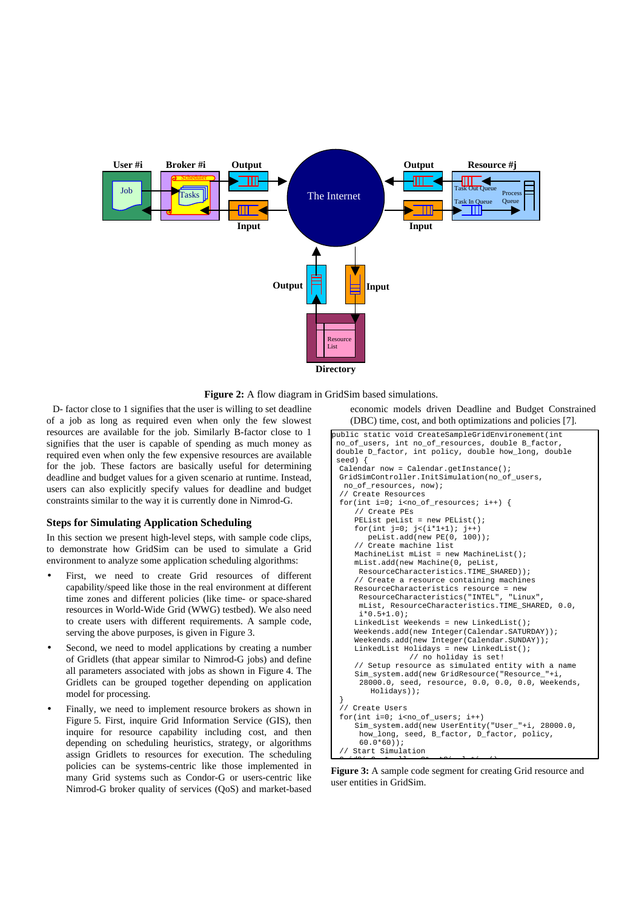User #i

Job

Broker #i

Scheduler

Tasks

Output

Input

The Internet

Output

Input

Resource #j

Task Out Queue

Task In Queue

Process Queue

Output

Input

Resource List

Directory

**Figure 2:** A flow diagram in GridSim based simulations.

D- factor close to 1 signifies that the user is willing to set deadline of a job as long as required even when only the few slowest resources are available for the job. Similarly B-factor close to 1 signifies that the user is capable of spending as much money as required even when only the few expensive resources are available for the job. These factors are basically useful for determining deadline and budget values for a given scenario at runtime. Instead, users can also explicitly specify values for deadline and budget constraints similar to the way it is currently done in Nimrod-G.

### Steps for Simulating Application Scheduling

In this section we present high-level steps, with sample code clips, to demonstrate how GridSim can be used to simulate a Grid environment to analyze some application scheduling algorithms:

- First, we need to create Grid resources of different capability/speed like those in the real environment at different time zones and different policies (like time- or space-shared resources in World-Wide Grid (WWG) testbed). We also need to create users with different requirements. A sample code, serving the above purposes, is given in Figure 3.
- Second, we need to model applications by creating a number of Gridlets (that appear similar to Nimrod-G jobs) and define all parameters associated with jobs as shown in Figure 4. The Gridlets can be grouped together depending on application model for processing.
- Finally, we need to implement resource brokers as shown in Figure 5. First, inquire Grid Information Service (GIS), then inquire for resource capability including cost, and then depending on scheduling heuristics, strategy, or algorithms assign Gridlets to resources for execution. The scheduling policies can be systems-centric like those implemented in many Grid systems such as Condor-G or users-centric like Nimrod-G broker quality of services (QoS) and market-based economic models driven Deadline and Budget Constrained (DBC) time, cost, and both optimizations and policies [7].

```
public static void CreateSampleGridEnvironement(int
 no_of_users, int no_of_resources, double B_factor,
 double D_factor, int policy, double how_long, double
 seed) {
  Calendar now = Calendar.getInstance();
  GridSimController.InitSimulation(no_of_users,
   no_of_resources, now);
  // Create Resources
  for(int i=0; i<no_of_resources; i++) {
      // Create PEs
      PEList peList = new PEList();
      for(int j=0; j<(i*1+1); j++)
         peList.add(new PE(0, 100));
      // Create machine list
      MachineList mList = new MachineList();
      mList.add(new Machine(0, peList,
       ResourceCharacteristics.TIME_SHARED));
      // Create a resource containing machines
      ResourceCharacteristics resource = new
       ResourceCharacteristics("INTEL", "Linux",
       mList, ResourceCharacteristics.TIME_SHARED, 0.0,
       i*0.5+1.0);
      LinkedList Weekends = new LinkedList();
      Weekends.add(new Integer(Calendar.SATURDAY));
      Weekends.add(new Integer(Calendar.SUNDAY));
      LinkedList Holidays = new LinkedList();
                 // no holiday is set!
      // Setup resource as simulated entity with a name
      Sim_system.add(new GridResource("Resource_"+i,
       28000.0, seed, resource, 0.0, 0.0, 0.0, Weekends,
         Holidays));
  }
  // Create Users
  for(int i=0; i<no_of_users; i++)
      Sim_system.add(new UserEntity("User_"+i, 28000.0,
       how_long, seed, B_factor, D_factor, policy,
       60.0*60));
  // Start Simulation
```

**Figure 3:** A sample code segment for creating Grid resource and user entities in GridSim.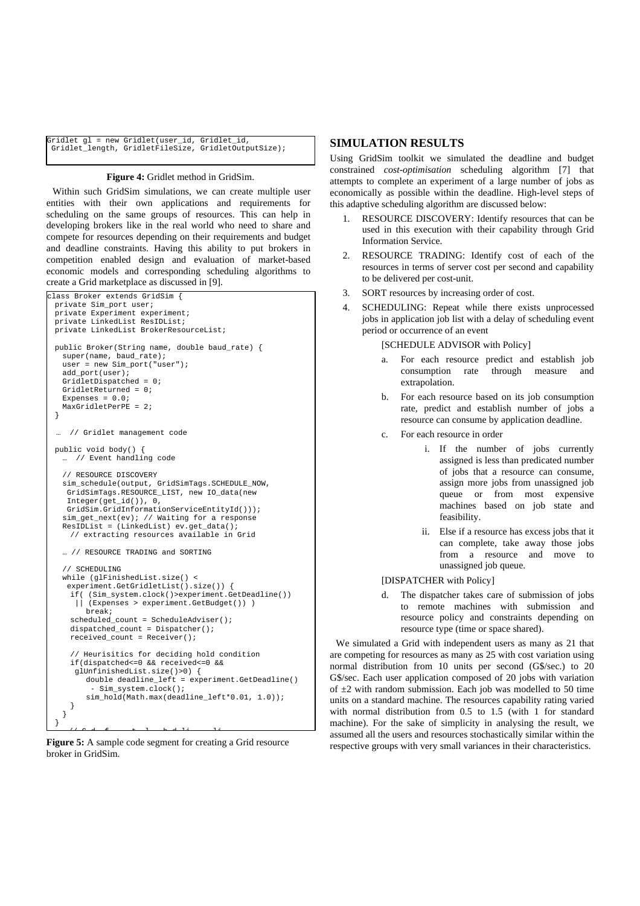```
Gridlet gl = new Gridlet(user_id, Gridlet_id,
 Gridlet_length, GridletFileSize, GridletOutputSize);
```

**Figure 4:** Gridlet method in GridSim.

Within such GridSim simulations, we can create multiple user entities with their own applications and requirements for scheduling on the same groups of resources. This can help in developing brokers like in the real world who need to share and compete for resources depending on their requirements and budget and deadline constraints. Having this ability to put brokers in competition enabled design and evaluation of market-based economic models and corresponding scheduling algorithms to create a Grid marketplace as discussed in [9].

```
class Broker extends GridSim {
  private Sim_port user;
  private Experiment experiment;
  private LinkedList ResIDList;
  private LinkedList BrokerResourceList;

  public Broker(String name, double baud_rate) {
    super(name, baud_rate);
    user = new Sim_port("user");
    add_port(user);
    GridletDispatched = 0;
    GridletReturned = 0;
    Expenses = 0.0;
    MaxGridletPerPE = 2;
  }

  … // Gridlet management code

  public void body() {
    … // Event handling code

    // RESOURCE DISCOVERY
    sim_schedule(output, GridSimTags.SCHEDULE_NOW,
     GridSimTags.RESOURCE_LIST, new IO_data(new
     Integer(get_id()), 0,
     GridSim.GridInformationServiceEntityId()));
    sim_get_next(ev); // Waiting for a response
    ResIDList = (LinkedList) ev.get_data();
      // extracting resources available in Grid

    … // RESOURCE TRADING and SORTING

    // SCHEDULING
    while (glFinishedList.size() <
     experiment.GetGridletList().size()) {
      if( (Sim_system.clock()>experiment.GetDeadline())
       || (Expenses > experiment.GetBudget()) )
          break;
      scheduled_count = ScheduleAdviser();
      dispatched_count = Dispatcher();
      received_count = Receiver();

      // Heurisitics for deciding hold condition
      if(dispatched<=0 && received<=0 &&
       glUnfinishedList.size()>0) {
         double deadline_left = experiment.GetDeadline()
          - Sim_system.clock();
         sim_hold(Math.max(deadline_left*0.01, 1.0));
      }
    }
  }
```

**Figure 5:** A sample code segment for creating a Grid resource broker in GridSim.

## SIMULATION RESULTS

Using GridSim toolkit we simulated the deadline and budget constrained *cost-optimisation* scheduling algorithm [7] that attempts to complete an experiment of a large number of jobs as economically as possible within the deadline. High-level steps of this adaptive scheduling algorithm are discussed below:

1. RESOURCE DISCOVERY: Identify resources that can be used in this execution with their capability through Grid Information Service.
2. RESOURCE TRADING: Identify cost of each of the resources in terms of server cost per second and capability to be delivered per cost-unit.
3. SORT resources by increasing order of cost.
4. SCHEDULING: Repeat while there exists unprocessed jobs in application job list with a delay of scheduling event period or occurrence of an event

   [SCHEDULE ADVISOR with Policy]

   a. For each resource predict and establish job consumption rate through measure and extrapolation.
   b. For each resource based on its job consumption rate, predict and establish number of jobs a resource can consume by application deadline.
   c. For each resource in order
      i. If the number of jobs currently assigned is less than predicated number of jobs that a resource can consume, assign more jobs from unassigned job queue or from most expensive machines based on job state and feasibility.
      ii. Else if a resource has excess jobs that it can complete, take away those jobs from a resource and move to unassigned job queue.

   [DISPATCHER with Policy]

   d. The dispatcher takes care of submission of jobs to remote machines with submission and resource policy and constraints depending on resource type (time or space shared).

We simulated a Grid with independent users as many as 21 that are competing for resources as many as 25 with cost variation using normal distribution from 10 units per second (G$/sec.) to 20 G$/sec. Each user application composed of 20 jobs with variation of ±2 with random submission. Each job was modelled to 50 time units on a standard machine. The resources capability rating varied with normal distribution from 0.5 to 1.5 (with 1 for standard machine). For the sake of simplicity in analysing the result, we assumed all the users and resources stochastically similar within the respective groups with very small variances in their characteristics.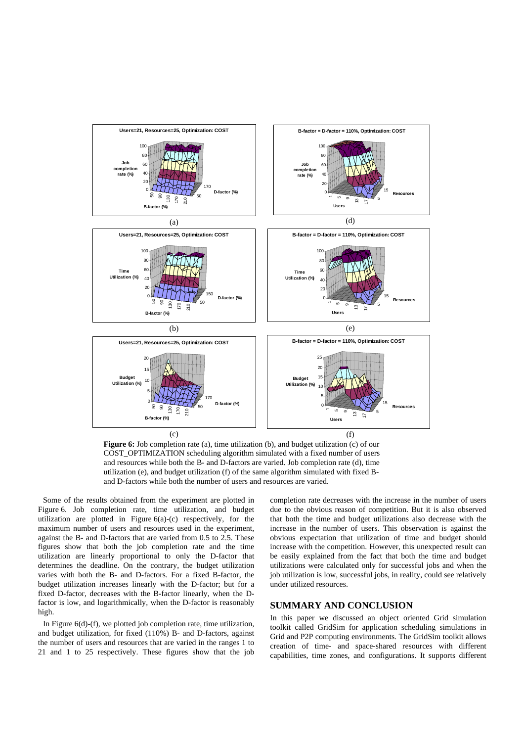Users=21, Resources=25, Optimization: COST

Job completion rate (%)

100
80
60
40
20
0

50 90 130 170 210

B-factor (%)

170
50

D-factor (%)

(a)

B-factor = D-factor = 110%, Optimization: COST

Job completion rate (%)

100
80
60
40
20
0

1 5 9 13 17

Users

15
5

Resources

(d)

Users=21, Resources=25, Optimization: COST

Time Utilization (%)

100
80
60
40
20
0

50 90 130 170 210

B-factor (%)

150
50

D-factor (%)

(b)

B-factor = D-factor = 110%, Optimization: COST

Time Utilization (%)

100
80
60
40
20
0

1 5 9 13 17

Users

15
5

Resources

(e)

Users=21, Resources=25, Optimization: COST

Budget Utilization (%)

20
15
10
5
0

50 90 130 170 210

B-factor (%)

170
50

D-factor (%)

(c)

B-factor = D-factor = 110%, Optimization: COST

Budget Utilization (%)

25
20
15
10
5
0

1 5 9 13 17

Users

15
5

Resources

(f)

**Figure 6:** Job completion rate (a), time utilization (b), and budget utilization (c) of our COST_OPTIMIZATION scheduling algorithm simulated with a fixed number of users and resources while both the B- and D-factors are varied. Job completion rate (d), time utilization (e), and budget utilization (f) of the same algorithm simulated with fixed B- and D-factors while both the number of users and resources are varied.

Some of the results obtained from the experiment are plotted in Figure 6. Job completion rate, time utilization, and budget utilization are plotted in Figure 6(a)-(c) respectively, for the maximum number of users and resources used in the experiment, against the B- and D-factors that are varied from 0.5 to 2.5. These figures show that both the job completion rate and the time utilization are linearly proportional to only the D-factor that determines the deadline. On the contrary, the budget utilization varies with both the B- and D-factors. For a fixed B-factor, the budget utilization increases linearly with the D-factor; but for a fixed D-factor, decreases with the B-factor linearly, when the D-factor is low, and logarithmically, when the D-factor is reasonably high.

In Figure 6(d)-(f), we plotted job completion rate, time utilization, and budget utilization, for fixed (110%) B- and D-factors, against the number of users and resources that are varied in the ranges 1 to 21 and 1 to 25 respectively. These figures show that the job completion rate decreases with the increase in the number of users due to the obvious reason of competition. But it is also observed that both the time and budget utilizations also decrease with the increase in the number of users. This observation is against the obvious expectation that utilization of time and budget should increase with the competition. However, this unexpected result can be easily explained from the fact that both the time and budget utilizations were calculated only for successful jobs and when the job utilization is low, successful jobs, in reality, could see relatively under utilized resources.

## SUMMARY AND CONCLUSION

In this paper we discussed an object oriented Grid simulation toolkit called GridSim for application scheduling simulations in Grid and P2P computing environments. The GridSim toolkit allows creation of time- and space-shared resources with different capabilities, time zones, and configurations. It supports different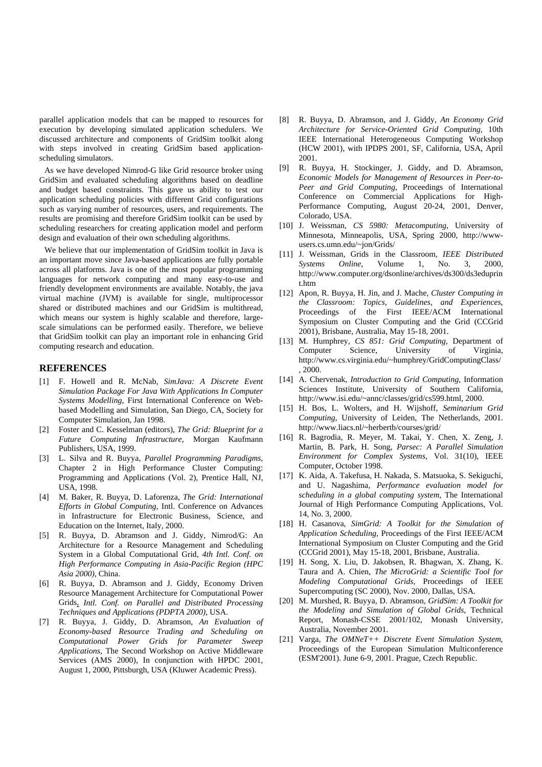parallel application models that can be mapped to resources for execution by developing simulated application schedulers. We discussed architecture and components of GridSim toolkit along with steps involved in creating GridSim based application-scheduling simulators.

As we have developed Nimrod-G like Grid resource broker using GridSim and evaluated scheduling algorithms based on deadline and budget based constraints. This gave us ability to test our application scheduling policies with different Grid configurations such as varying number of resources, users, and requirements. The results are promising and therefore GridSim toolkit can be used by scheduling researchers for creating application model and perform design and evaluation of their own scheduling algorithms.

We believe that our implementation of GridSim toolkit in Java is an important move since Java-based applications are fully portable across all platforms. Java is one of the most popular programming languages for network computing and many easy-to-use and friendly development environments are available. Notably, the java virtual machine (JVM) is available for single, multiprocessor shared or distributed machines and our GridSim is multithread, which means our system is highly scalable and therefore, large-scale simulations can be performed easily. Therefore, we believe that GridSim toolkit can play an important role in enhancing Grid computing research and education.

## REFERENCES

[1] F. Howell and R. McNab, *SimJava: A Discrete Event Simulation Package For Java With Applications In Computer Systems Modelling*, First International Conference on Web-based Modelling and Simulation, San Diego, CA, Society for Computer Simulation, Jan 1998.

[2] Foster and C. Kesselman (editors), *The Grid: Blueprint for a Future Computing Infrastructure*, Morgan Kaufmann Publishers, USA, 1999.

[3] L. Silva and R. Buyya, *Parallel Programming Paradigms*, Chapter 2 in High Performance Cluster Computing: Programming and Applications (Vol. 2), Prentice Hall, NJ, USA, 1998.

[4] M. Baker, R. Buyya, D. Laforenza, *The Grid: International Efforts in Global Computing*, Intl. Conference on Advances in Infrastructure for Electronic Business, Science, and Education on the Internet, Italy, 2000.

[5] R. Buyya, D. Abramson and J. Giddy, Nimrod/G: An Architecture for a Resource Management and Scheduling System in a Global Computational Grid, *4th Intl. Conf. on High Performance Computing in Asia-Pacific Region (HPC Asia 2000)*, China.

[6] R. Buyya, D. Abramson and J. Giddy, Economy Driven Resource Management Architecture for Computational Power Grids, *Intl. Conf. on Parallel and Distributed Processing Techniques and Applications (PDPTA 2000)*, USA.

[7] R. Buyya, J. Giddy, D. Abramson, *An Evaluation of Economy-based Resource Trading and Scheduling on Computational Power Grids for Parameter Sweep Applications*, The Second Workshop on Active Middleware Services (AMS 2000), In conjunction with HPDC 2001, August 1, 2000, Pittsburgh, USA (Kluwer Academic Press).

[8] R. Buyya, D. Abramson, and J. Giddy, *An Economy Grid Architecture for Service-Oriented Grid Computing*, 10th IEEE International Heterogeneous Computing Workshop (HCW 2001), with IPDPS 2001, SF, California, USA, April 2001.

[9] R. Buyya, H. Stockinger, J. Giddy, and D. Abramson, *Economic Models for Management of Resources in Peer-to-Peer and Grid Computing*, Proceedings of International Conference on Commercial Applications for High-Performance Computing, August 20-24, 2001, Denver, Colorado, USA.

[10] J. Weissman, *CS 5980: Metacomputing*, University of Minnesota, Minneapolis, USA, Spring 2000, http://www-users.cs.umn.edu/~jon/Grids/

[11] J. Weissman, Grids in the Classroom, *IEEE Distributed Systems Online*, Volume 1, No. 3, 2000, http://www.computer.org/dsonline/archives/ds300/ds3eduprint.htm

[12] Apon, R. Buyya, H. Jin, and J. Mache, *Cluster Computing in the Classroom: Topics, Guidelines, and Experiences*, Proceedings of the First IEEE/ACM International Symposium on Cluster Computing and the Grid (CCGrid 2001), Brisbane, Australia, May 15-18, 2001.

[13] M. Humphrey, *CS 851: Grid Computing*, Department of Computer Science, University of Virginia, http://www.cs.virginia.edu/~humphrey/GridComputingClass/, 2000.

[14] A. Chervenak, *Introduction to Grid Computing*, Information Sciences Institute, University of Southern California, http://www.isi.edu/~annc/classes/grid/cs599.html, 2000.

[15] H. Bos, L. Wolters, and H. Wijshoff, *Seminarium Grid Computing*, University of Leiden, The Netherlands, 2001. http://www.liacs.nl/~herbertb/courses/grid/

[16] R. Bagrodia, R. Meyer, M. Takai, Y. Chen, X. Zeng, J. Martin, B. Park, H. Song, *Parsec: A Parallel Simulation Environment for Complex Systems*, Vol. 31(10), IEEE Computer, October 1998.

[17] K. Aida, A. Takefusa, H. Nakada, S. Matsuoka, S. Sekiguchi, and U. Nagashima, *Performance evaluation model for scheduling in a global computing system*, The International Journal of High Performance Computing Applications, Vol. 14, No. 3, 2000.

[18] H. Casanova, *SimGrid: A Toolkit for the Simulation of Application Scheduling*, Proceedings of the First IEEE/ACM International Symposium on Cluster Computing and the Grid (CCGrid 2001), May 15-18, 2001, Brisbane, Australia.

[19] H. Song, X. Liu, D. Jakobsen, R. Bhagwan, X. Zhang, K. Taura and A. Chien, *The MicroGrid: a Scientific Tool for Modeling Computational Grids*, Proceedings of IEEE Supercomputing (SC 2000), Nov. 2000, Dallas, USA.

[20] M. Murshed, R. Buyya, D. Abramson, *GridSim: A Toolkit for the Modeling and Simulation of Global Grids*, Technical Report, Monash-CSSE 2001/102, Monash University, Australia, November 2001.

[21] Varga, *The OMNeT++ Discrete Event Simulation System*, Proceedings of the European Simulation Multiconference (ESM'2001). June 6-9, 2001. Prague, Czech Republic.